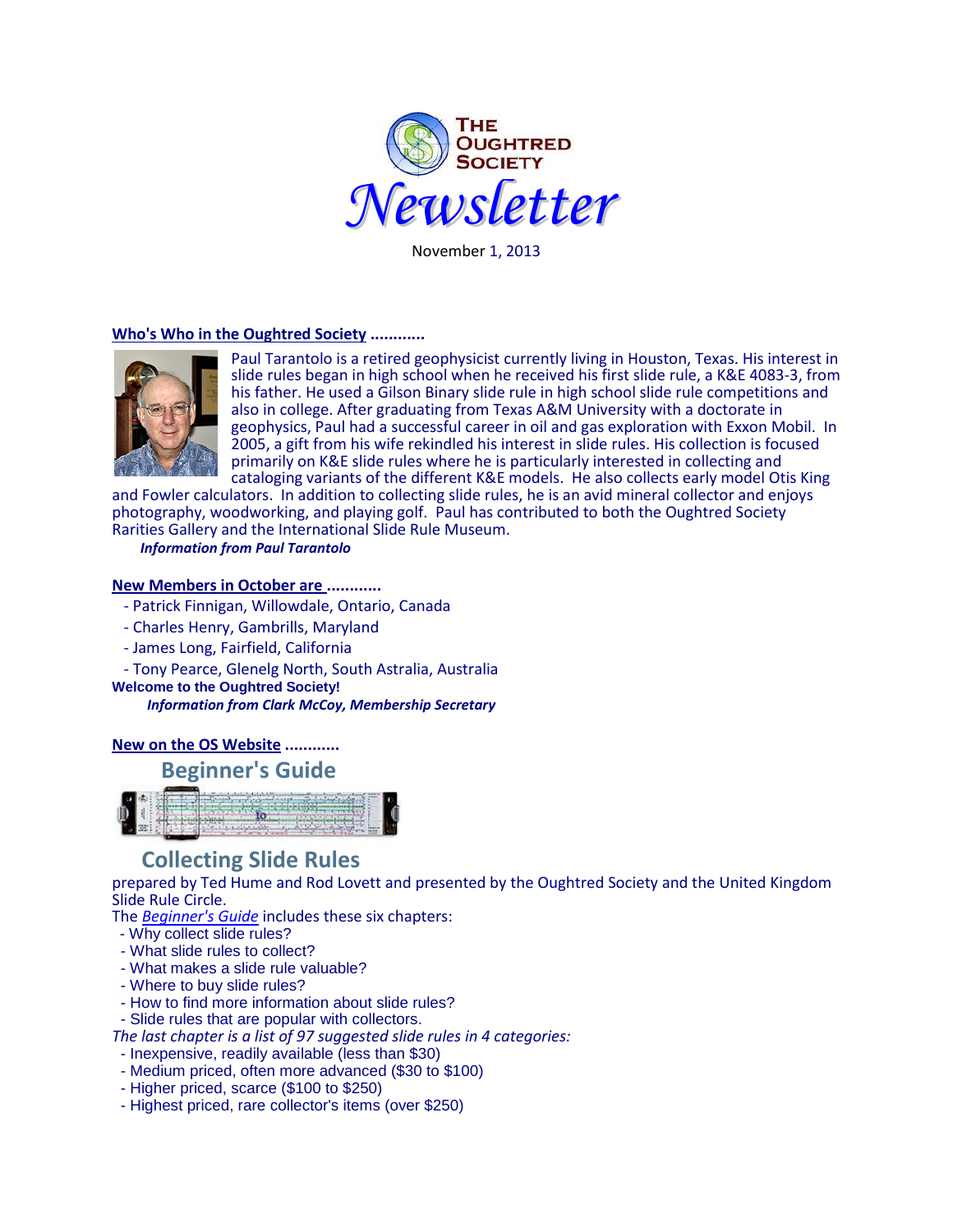# The Oughtred Society Newsletter

November 1, 2013

## Who's Who in the Oughtred Society ............

Paul Tarantolo is a retired geophysicist currently living in Houston, Texas. His interest in slide rules began in high school when he received his first slide rule, a K&E 4083-3, from his father. He used a Gilson Binary slide rule in high school slide rule competitions and also in college. After graduating from Texas A&M University with a doctorate in geophysics, Paul had a successful career in oil and gas exploration with Exxon Mobil. In 2005, a gift from his wife rekindled his interest in slide rules. His collection is focused primarily on K&E slide rules where he is particularly interested in collecting and cataloging variants of the different K&E models. He also collects early model Otis King and Fowler calculators. In addition to collecting slide rules, he is an avid mineral collector and enjoys photography, woodworking, and playing golf. Paul has contributed to both the Oughtred Society Rarities Gallery and the International Slide Rule Museum.

***Information from Paul Tarantolo***

## New Members in October are ............

- Patrick Finnigan, Willowdale, Ontario, Canada
- Charles Henry, Gambrills, Maryland
- James Long, Fairfield, California
- Tony Pearce, Glenelg North, South Astralia, Australia

**Welcome to the Oughtred Society!**

***Information from Clark McCoy, Membership Secretary***

## New on the OS Website ............

### Beginner's Guide

### Collecting Slide Rules

prepared by Ted Hume and Rod Lovett and presented by the Oughtred Society and the United Kingdom Slide Rule Circle.

The *Beginner's Guide* includes these six chapters:

- Why collect slide rules?
- What slide rules to collect?
- What makes a slide rule valuable?
- Where to buy slide rules?
- How to find more information about slide rules?
- Slide rules that are popular with collectors.

*The last chapter is a list of 97 suggested slide rules in 4 categories:*

- Inexpensive, readily available (less than $30)
- Medium priced, often more advanced ($30 to $100)
- Higher priced, scarce ($100 to $250)
- Highest priced, rare collector's items (over $250)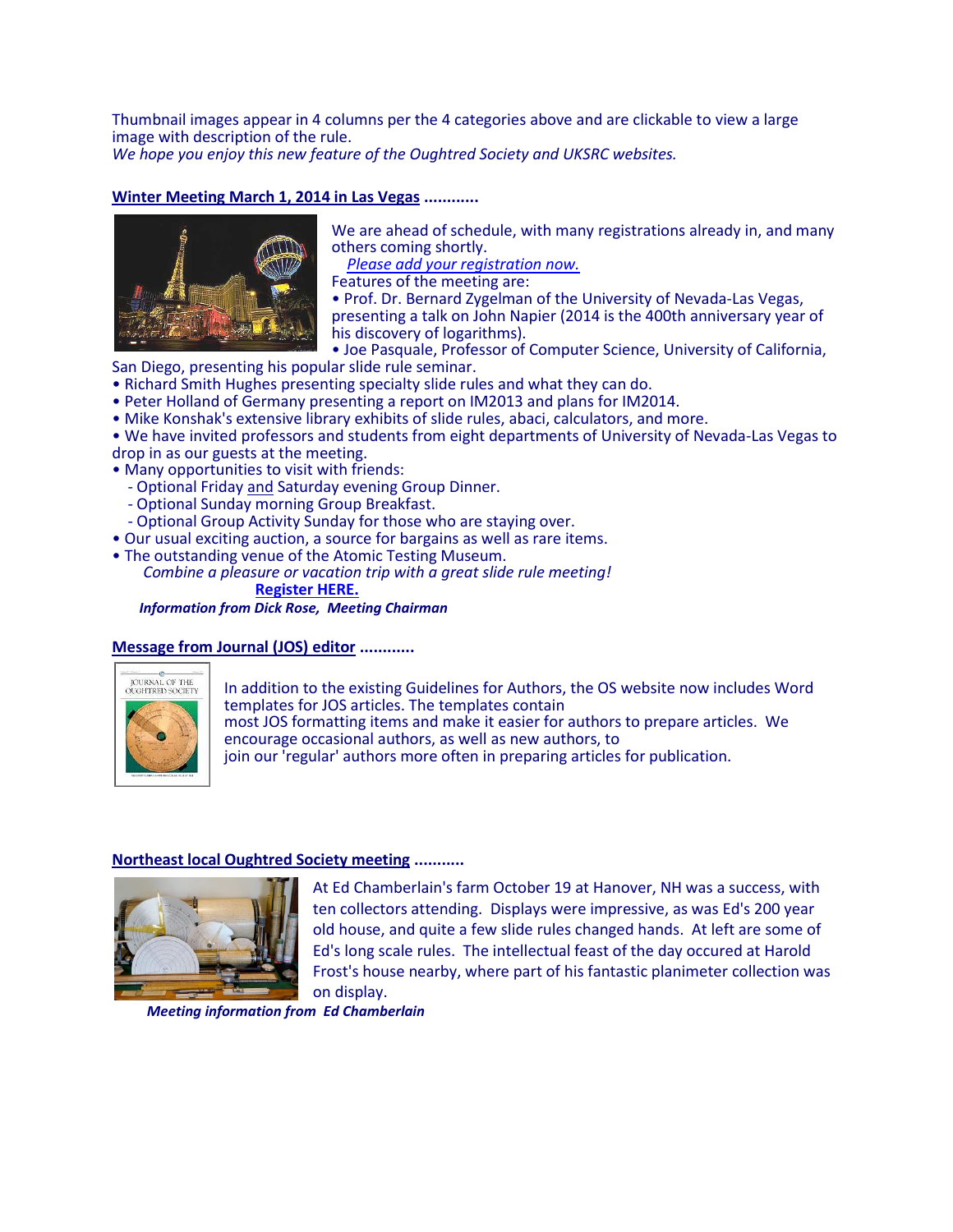Thumbnail images appear in 4 columns per the 4 categories above and are clickable to view a large image with description of the rule.
*We hope you enjoy this new feature of the Oughtred Society and UKSRC websites.*

**Winter Meeting March 1, 2014 in Las Vegas ............**

We are ahead of schedule, with many registrations already in, and many others coming shortly.
*Please add your registration now.*
Features of the meeting are:

- Prof. Dr. Bernard Zygelman of the University of Nevada-Las Vegas, presenting a talk on John Napier (2014 is the 400th anniversary year of his discovery of logarithms).
- Joe Pasquale, Professor of Computer Science, University of California, San Diego, presenting his popular slide rule seminar.
- Richard Smith Hughes presenting specialty slide rules and what they can do.
- Peter Holland of Germany presenting a report on IM2013 and plans for IM2014.
- Mike Konshak's extensive library exhibits of slide rules, abaci, calculators, and more.
- We have invited professors and students from eight departments of University of Nevada-Las Vegas to drop in as our guests at the meeting.
- Many opportunities to visit with friends:
  - Optional Friday and Saturday evening Group Dinner.
  - Optional Sunday morning Group Breakfast.
  - Optional Group Activity Sunday for those who are staying over.
- Our usual exciting auction, a source for bargains as well as rare items.
- The outstanding venue of the Atomic Testing Museum.

*Combine a pleasure or vacation trip with a great slide rule meeting!*

**Register HERE.**

***Information from Dick Rose, Meeting Chairman***

**Message from Journal (JOS) editor ............**

In addition to the existing Guidelines for Authors, the OS website now includes Word templates for JOS articles. The templates contain most JOS formatting items and make it easier for authors to prepare articles. We encourage occasional authors, as well as new authors, to join our 'regular' authors more often in preparing articles for publication.

**Northeast local Oughtred Society meeting ...........**

At Ed Chamberlain's farm October 19 at Hanover, NH was a success, with ten collectors attending. Displays were impressive, as was Ed's 200 year old house, and quite a few slide rules changed hands. At left are some of Ed's long scale rules. The intellectual feast of the day occured at Harold Frost's house nearby, where part of his fantastic planimeter collection was on display.

***Meeting information from Ed Chamberlain***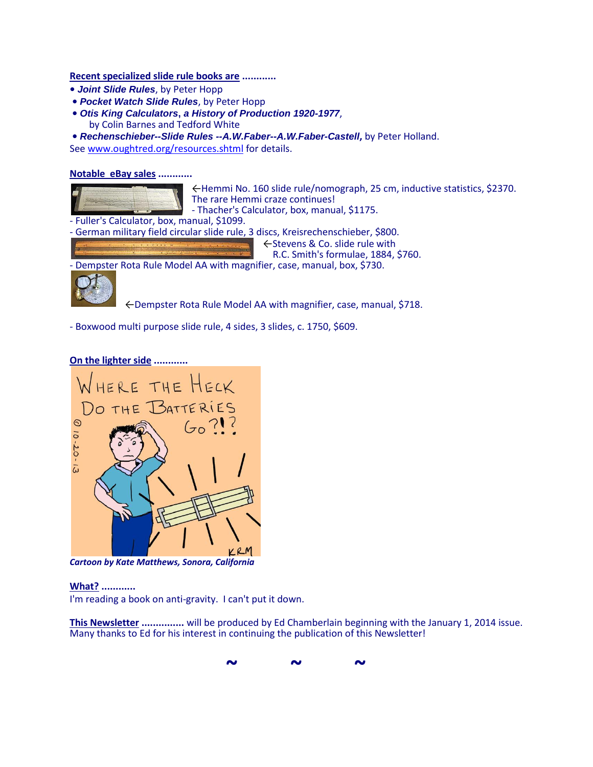**Recent specialized slide rule books are ............**

- ***Joint Slide Rules***, by Peter Hopp
- ***Pocket Watch Slide Rules***, by Peter Hopp
- ***Otis King Calculators, a History of Production 1920-1977***,
  by Colin Barnes and Tedford White
- ***Rechenschieber--Slide Rules --A.W.Faber--A.W.Faber-Castell,*** by Peter Holland.

See www.oughtred.org/resources.shtml for details.

**Notable eBay sales ............**

←Hemmi No. 160 slide rule/nomograph, 25 cm, inductive statistics, $2370. The rare Hemmi craze continues!

- Thacher's Calculator, box, manual, $1175.
- Fuller's Calculator, box, manual, $1099.
- German military field circular slide rule, 3 discs, Kreisrechenschieber, $800.

←Stevens & Co. slide rule with R.C. Smith's formulae, 1884, $760.

- Dempster Rota Rule Model AA with magnifier, case, manual, box, $730.

←Dempster Rota Rule Model AA with magnifier, case, manual, $718.

- Boxwood multi purpose slide rule, 4 sides, 3 slides, c. 1750, $609.

**On the lighter side ............**

*Cartoon by Kate Matthews, Sonora, California*

**What? ............**

I'm reading a book on anti-gravity. I can't put it down.

**This Newsletter ..............** will be produced by Ed Chamberlain beginning with the January 1, 2014 issue. Many thanks to Ed for his interest in continuing the publication of this Newsletter!

~ ~ ~